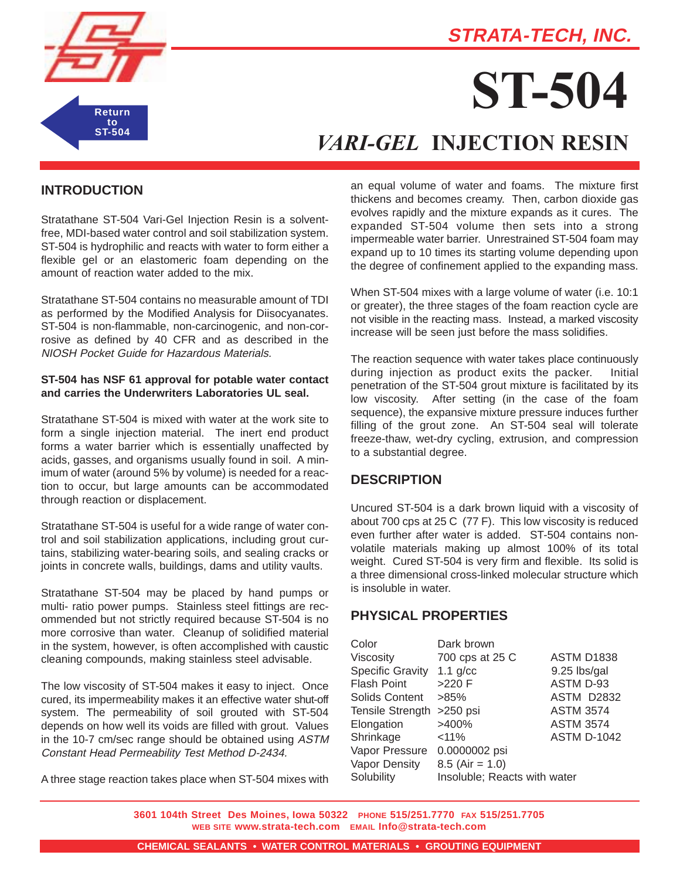**STRATA-TECH, INC.**

Return to ST-504

# ST-504

## *VARI-GEL* INJECTION RESIN

## INTRODUCTION

Stratathane ST-504 Vari-Gel Injection Resin is a solvent-free, MDI-based water control and soil stabilization system. ST-504 is hydrophilic and reacts with water to form either a flexible gel or an elastomeric foam depending on the amount of reaction water added to the mix.

Stratathane ST-504 contains no measurable amount of TDI as performed by the Modified Analysis for Diisocyanates. ST-504 is non-flammable, non-carcinogenic, and non-corrosive as defined by 40 CFR and as described in the *NIOSH Pocket Guide for Hazardous Materials.*

**ST-504 has NSF 61 approval for potable water contact and carries the Underwriters Laboratories UL seal.**

Stratathane ST-504 is mixed with water at the work site to form a single injection material. The inert end product forms a water barrier which is essentially unaffected by acids, gasses, and organisms usually found in soil. A minimum of water (around 5% by volume) is needed for a reaction to occur, but large amounts can be accommodated through reaction or displacement.

Stratathane ST-504 is useful for a wide range of water control and soil stabilization applications, including grout curtains, stabilizing water-bearing soils, and sealing cracks or joints in concrete walls, buildings, dams and utility vaults.

Stratathane ST-504 may be placed by hand pumps or multi- ratio power pumps. Stainless steel fittings are recommended but not strictly required because ST-504 is no more corrosive than water. Cleanup of solidified material in the system, however, is often accomplished with caustic cleaning compounds, making stainless steel advisable.

The low viscosity of ST-504 makes it easy to inject. Once cured, its impermeability makes it an effective water shut-off system. The permeability of soil grouted with ST-504 depends on how well its voids are filled with grout. Values in the 10-7 cm/sec range should be obtained using *ASTM Constant Head Permeability Test Method D-2434.*

A three stage reaction takes place when ST-504 mixes with an equal volume of water and foams. The mixture first thickens and becomes creamy. Then, carbon dioxide gas evolves rapidly and the mixture expands as it cures. The expanded ST-504 volume then sets into a strong impermeable water barrier. Unrestrained ST-504 foam may expand up to 10 times its starting volume depending upon the degree of confinement applied to the expanding mass.

When ST-504 mixes with a large volume of water (i.e. 10:1 or greater), the three stages of the foam reaction cycle are not visible in the reacting mass. Instead, a marked viscosity increase will be seen just before the mass solidifies.

The reaction sequence with water takes place continuously during injection as product exits the packer. Initial penetration of the ST-504 grout mixture is facilitated by its low viscosity. After setting (in the case of the foam sequence), the expansive mixture pressure induces further filling of the grout zone. An ST-504 seal will tolerate freeze-thaw, wet-dry cycling, extrusion, and compression to a substantial degree.

## DESCRIPTION

Uncured ST-504 is a dark brown liquid with a viscosity of about 700 cps at 25 C (77 F). This low viscosity is reduced even further after water is added. ST-504 contains non-volatile materials making up almost 100% of its total weight. Cured ST-504 is very firm and flexible. Its solid is a three dimensional cross-linked molecular structure which is insoluble in water.

## PHYSICAL PROPERTIES

| Property | Value | Method |
|---|---|---|
| Color | Dark brown | |
| Viscosity | 700 cps at 25 C | ASTM D1838 |
| Specific Gravity | 1.1 g/cc | 9.25 lbs/gal |
| Flash Point | >220 F | ASTM D-93 |
| Solids Content | >85% | ASTM D2832 |
| Tensile Strength | >250 psi | ASTM 3574 |
| Elongation | >400% | ASTM 3574 |
| Shrinkage | <11% | ASTM D-1042 |
| Vapor Pressure | 0.0000002 psi | |
| Vapor Density | 8.5 (Air = 1.0) | |
| Solubility | Insoluble; Reacts with water | |

3601 104th Street Des Moines, Iowa 50322 PHONE 515/251.7770 FAX 515/251.7705
WEB SITE www.strata-tech.com EMAIL Info@strata-tech.com

CHEMICAL SEALANTS • WATER CONTROL MATERIALS • GROUTING EQUIPMENT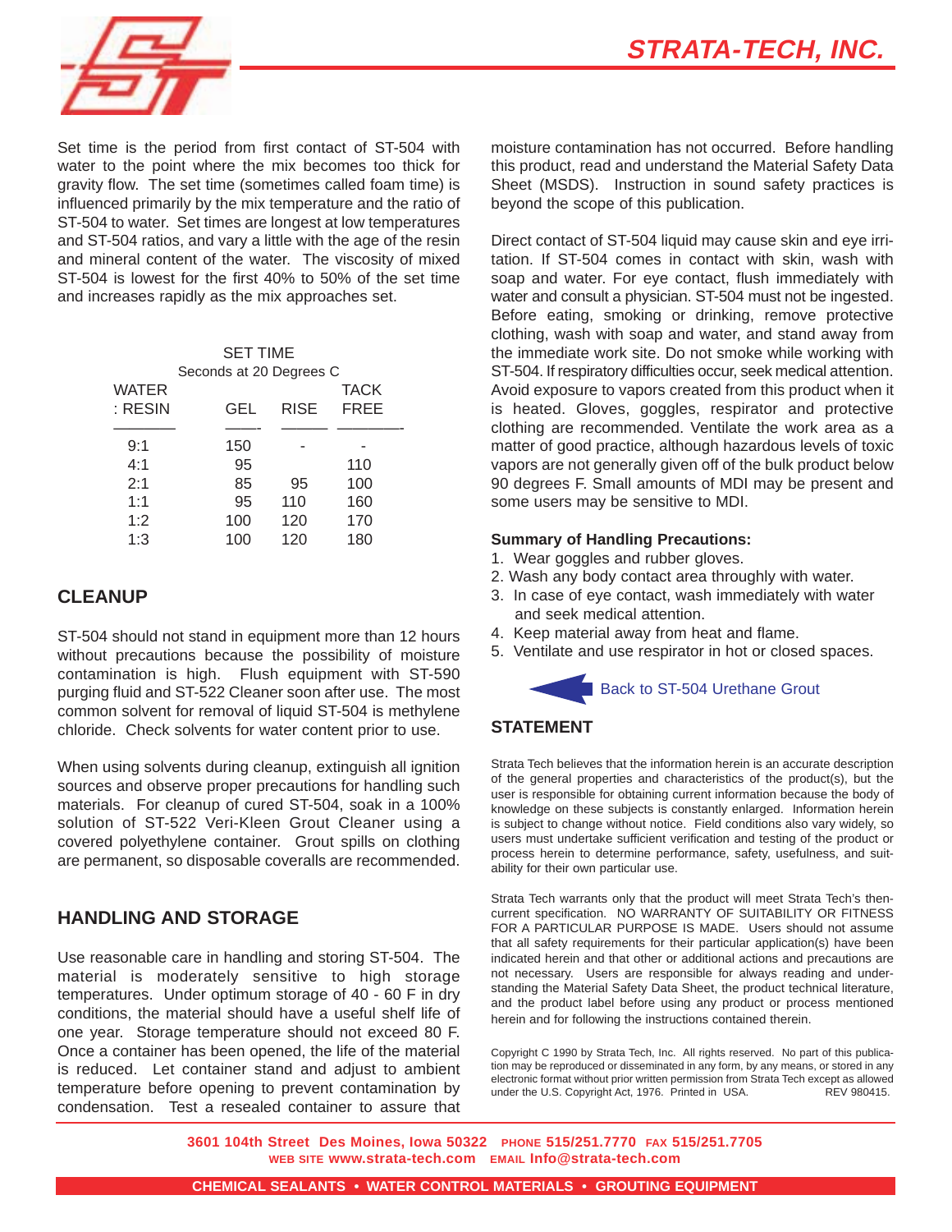Set time is the period from first contact of ST-504 with water to the point where the mix becomes too thick for gravity flow. The set time (sometimes called foam time) is influenced primarily by the mix temperature and the ratio of ST-504 to water. Set times are longest at low temperatures and ST-504 ratios, and vary a little with the age of the resin and mineral content of the water. The viscosity of mixed ST-504 is lowest for the first 40% to 50% of the set time and increases rapidly as the mix approaches set.

SET TIME
Seconds at 20 Degrees C

| WATER : RESIN | GEL | RISE | TACK FREE |
|---|---|---|---|
| 9:1 | 150 | - | - |
| 4:1 | 95 | | 110 |
| 2:1 | 85 | 95 | 100 |
| 1:1 | 95 | 110 | 160 |
| 1:2 | 100 | 120 | 170 |
| 1:3 | 100 | 120 | 180 |

## CLEANUP

ST-504 should not stand in equipment more than 12 hours without precautions because the possibility of moisture contamination is high. Flush equipment with ST-590 purging fluid and ST-522 Cleaner soon after use. The most common solvent for removal of liquid ST-504 is methylene chloride. Check solvents for water content prior to use.

When using solvents during cleanup, extinguish all ignition sources and observe proper precautions for handling such materials. For cleanup of cured ST-504, soak in a 100% solution of ST-522 Veri-Kleen Grout Cleaner using a covered polyethylene container. Grout spills on clothing are permanent, so disposable coveralls are recommended.

## HANDLING AND STORAGE

Use reasonable care in handling and storing ST-504. The material is moderately sensitive to high storage temperatures. Under optimum storage of 40 - 60 F in dry conditions, the material should have a useful shelf life of one year. Storage temperature should not exceed 80 F. Once a container has been opened, the life of the material is reduced. Let container stand and adjust to ambient temperature before opening to prevent contamination by condensation. Test a resealed container to assure that moisture contamination has not occurred. Before handling this product, read and understand the Material Safety Data Sheet (MSDS). Instruction in sound safety practices is beyond the scope of this publication.

Direct contact of ST-504 liquid may cause skin and eye irritation. If ST-504 comes in contact with skin, wash with soap and water. For eye contact, flush immediately with water and consult a physician. ST-504 must not be ingested. Before eating, smoking or drinking, remove protective clothing, wash with soap and water, and stand away from the immediate work site. Do not smoke while working with ST-504. If respiratory difficulties occur, seek medical attention. Avoid exposure to vapors created from this product when it is heated. Gloves, goggles, respirator and protective clothing are recommended. Ventilate the work area as a matter of good practice, although hazardous levels of toxic vapors are not generally given off of the bulk product below 90 degrees F. Small amounts of MDI may be present and some users may be sensitive to MDI.

**Summary of Handling Precautions:**

1. Wear goggles and rubber gloves.
2. Wash any body contact area throughly with water.
3. In case of eye contact, wash immediately with water and seek medical attention.
4. Keep material away from heat and flame.
5. Ventilate and use respirator in hot or closed spaces.

Back to ST-504 Urethane Grout

## STATEMENT

Strata Tech believes that the information herein is an accurate description of the general properties and characteristics of the product(s), but the user is responsible for obtaining current information because the body of knowledge on these subjects is constantly enlarged. Information herein is subject to change without notice. Field conditions also vary widely, so users must undertake sufficient verification and testing of the product or process herein to determine performance, safety, usefulness, and suitability for their own particular use.

Strata Tech warrants only that the product will meet Strata Tech's then-current specification. NO WARRANTY OF SUITABILITY OR FITNESS FOR A PARTICULAR PURPOSE IS MADE. Users should not assume that all safety requirements for their particular application(s) have been indicated herein and that other or additional actions and precautions are not necessary. Users are responsible for always reading and understanding the Material Safety Data Sheet, the product technical literature, and the product label before using any product or process mentioned herein and for following the instructions contained therein.

Copyright C 1990 by Strata Tech, Inc. All rights reserved. No part of this publication may be reproduced or disseminated in any form, by any means, or stored in any electronic format without prior written permission from Strata Tech except as allowed under the U.S. Copyright Act, 1976. Printed in USA. REV 980415.

**3601 104th Street Des Moines, Iowa 50322 PHONE 515/251.7770 FAX 515/251.7705**
**WEB SITE www.strata-tech.com EMAIL Info@strata-tech.com**

**CHEMICAL SEALANTS • WATER CONTROL MATERIALS • GROUTING EQUIPMENT**